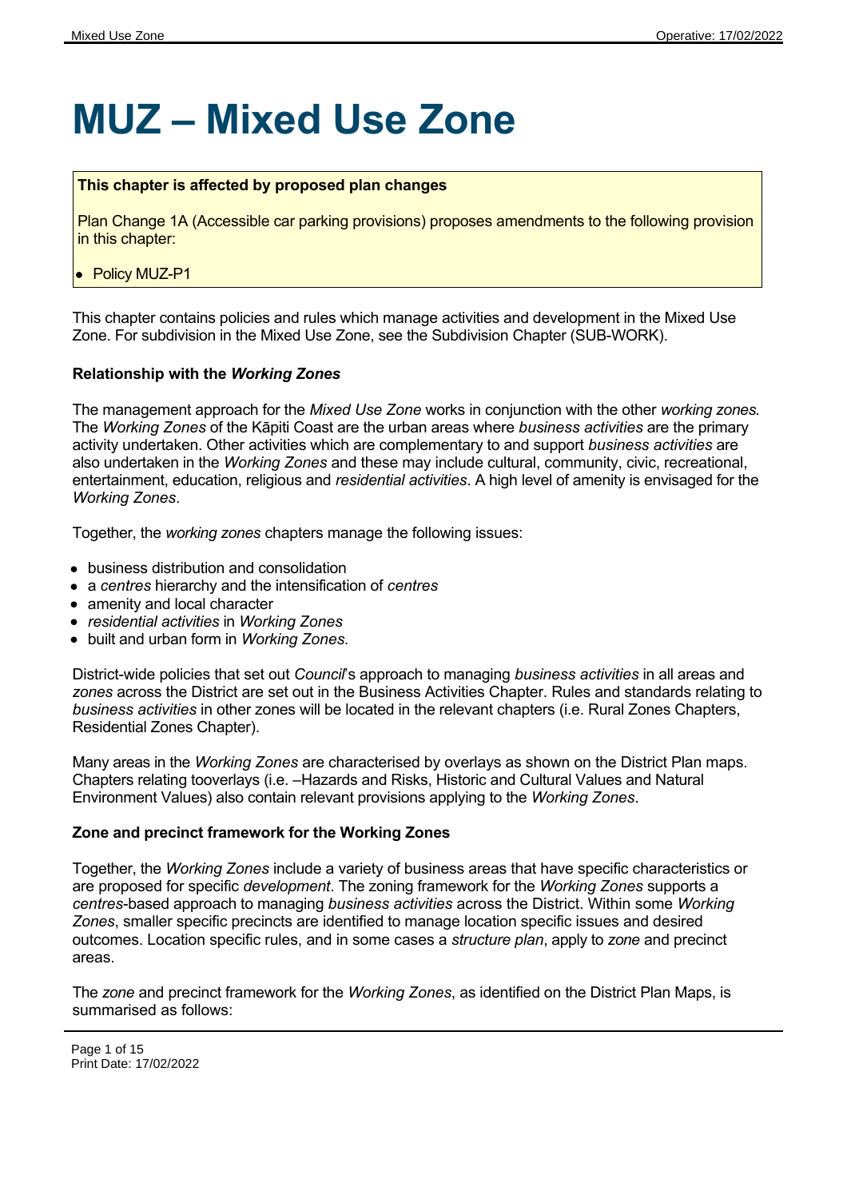# MUZ – Mixed Use Zone

**This chapter is affected by proposed plan changes**

Plan Change 1A (Accessible car parking provisions) proposes amendments to the following provision in this chapter:

- Policy MUZ-P1

This chapter contains policies and rules which manage activities and development in the Mixed Use Zone. For subdivision in the Mixed Use Zone, see the Subdivision Chapter (SUB-WORK).

**Relationship with the *Working Zones***

The management approach for the *Mixed Use Zone* works in conjunction with the other *working zones.* The *Working Zones* of the Kāpiti Coast are the urban areas where *business activities* are the primary activity undertaken. Other activities which are complementary to and support *business activities* are also undertaken in the *Working Zones* and these may include cultural, community, civic, recreational, entertainment, education, religious and *residential activities*. A high level of amenity is envisaged for the *Working Zones*.

Together, the *working zones* chapters manage the following issues:

- business distribution and consolidation
- a *centres* hierarchy and the intensification of *centres*
- amenity and local character
- *residential activities* in *Working Zones*
- built and urban form in *Working Zones.*

District-wide policies that set out *Council*'s approach to managing *business activities* in all areas and *zones* across the District are set out in the Business Activities Chapter. Rules and standards relating to *business activities* in other zones will be located in the relevant chapters (i.e. Rural Zones Chapters, Residential Zones Chapter).

Many areas in the *Working Zones* are characterised by overlays as shown on the District Plan maps. Chapters relating tooverlays (i.e. –Hazards and Risks, Historic and Cultural Values and Natural Environment Values) also contain relevant provisions applying to the *Working Zones*.

**Zone and precinct framework for the Working Zones**

Together, the *Working Zones* include a variety of business areas that have specific characteristics or are proposed for specific *development*. The zoning framework for the *Working Zones* supports a *centres*-based approach to managing *business activities* across the District. Within some *Working Zones*, smaller specific precincts are identified to manage location specific issues and desired outcomes. Location specific rules, and in some cases a *structure plan*, apply to *zone* and precinct areas.

The *zone* and precinct framework for the *Working Zones*, as identified on the District Plan Maps, is summarised as follows: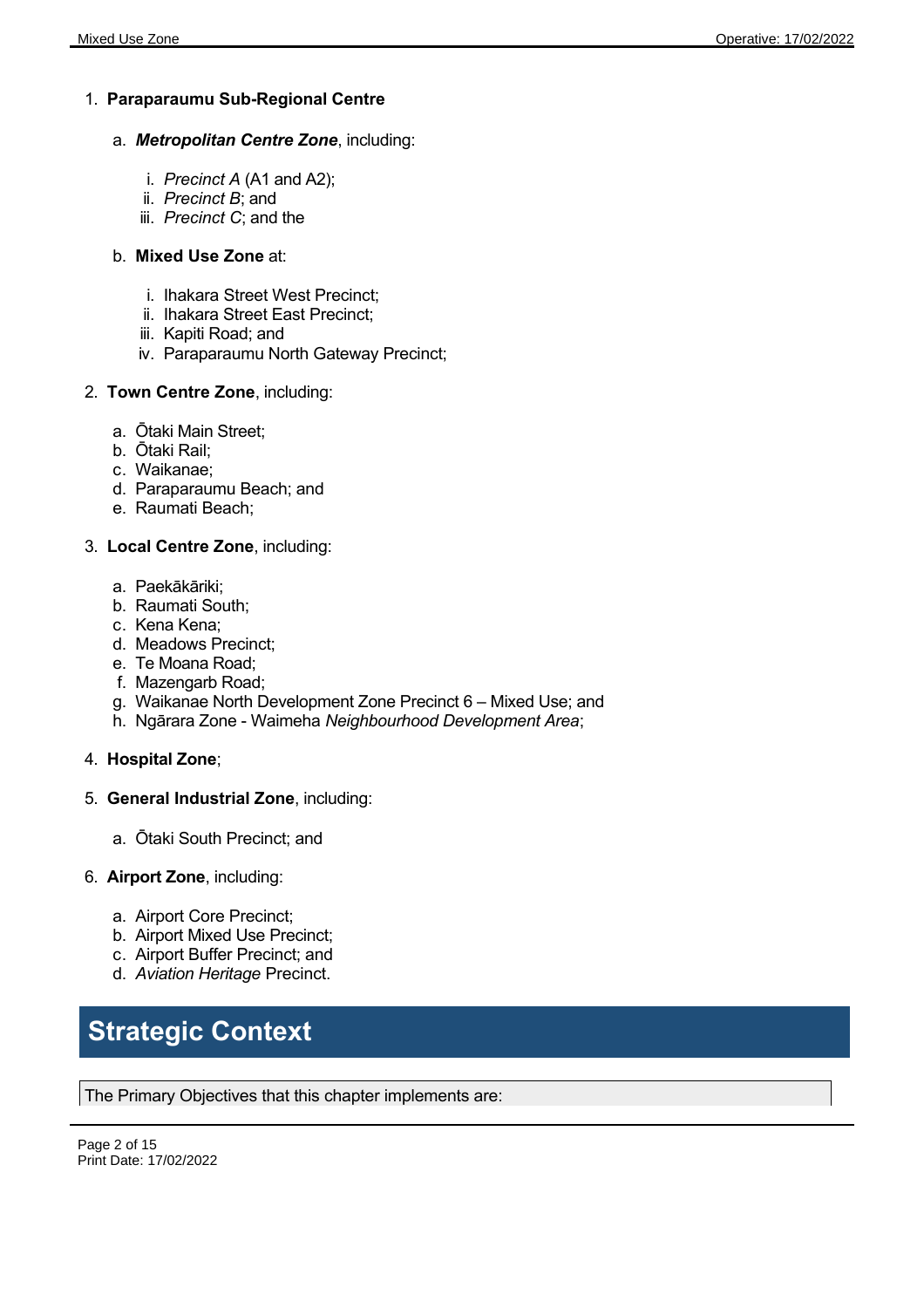1. **Paraparaumu Sub-Regional Centre**

    a. ***Metropolitan Centre Zone***, including:

        i. *Precinct A* (A1 and A2);
        ii. *Precinct B*; and
        iii. *Precinct C*; and the

    b. **Mixed Use Zone** at:

        i. Ihakara Street West Precinct;
        ii. Ihakara Street East Precinct;
        iii. Kapiti Road; and
        iv. Paraparaumu North Gateway Precinct;

2. **Town Centre Zone**, including:

    a. Ōtaki Main Street;
    b. Ōtaki Rail;
    c. Waikanae;
    d. Paraparaumu Beach; and
    e. Raumati Beach;

3. **Local Centre Zone**, including:

    a. Paekākāriki;
    b. Raumati South;
    c. Kena Kena;
    d. Meadows Precinct;
    e. Te Moana Road;
    f. Mazengarb Road;
    g. Waikanae North Development Zone Precinct 6 – Mixed Use; and
    h. Ngārara Zone - Waimeha *Neighbourhood Development Area*;

4. **Hospital Zone**;

5. **General Industrial Zone**, including:

    a. Ōtaki South Precinct; and

6. **Airport Zone**, including:

    a. Airport Core Precinct;
    b. Airport Mixed Use Precinct;
    c. Airport Buffer Precinct; and
    d. *Aviation Heritage* Precinct.

## Strategic Context

The Primary Objectives that this chapter implements are: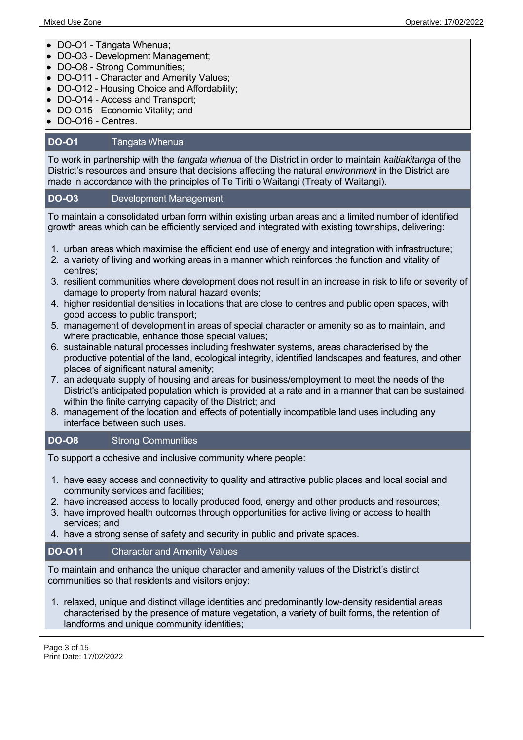- DO-O1 - Tāngata Whenua;
- DO-O3 - Development Management;
- DO-O8 - Strong Communities;
- DO-O11 - Character and Amenity Values;
- DO-O12 - Housing Choice and Affordability;
- DO-O14 - Access and Transport;
- DO-O15 - Economic Vitality; and
- DO-O16 - Centres.

## DO-O1 Tāngata Whenua

To work in partnership with the *tangata whenua* of the District in order to maintain *kaitiakitanga* of the District's resources and ensure that decisions affecting the natural *environment* in the District are made in accordance with the principles of Te Tiriti o Waitangi (Treaty of Waitangi).

## DO-O3 Development Management

To maintain a consolidated urban form within existing urban areas and a limited number of identified growth areas which can be efficiently serviced and integrated with existing townships, delivering:

1. urban areas which maximise the efficient end use of energy and integration with infrastructure;
2. a variety of living and working areas in a manner which reinforces the function and vitality of centres;
3. resilient communities where development does not result in an increase in risk to life or severity of damage to property from natural hazard events;
4. higher residential densities in locations that are close to centres and public open spaces, with good access to public transport;
5. management of development in areas of special character or amenity so as to maintain, and where practicable, enhance those special values;
6. sustainable natural processes including freshwater systems, areas characterised by the productive potential of the land, ecological integrity, identified landscapes and features, and other places of significant natural amenity;
7. an adequate supply of housing and areas for business/employment to meet the needs of the District's anticipated population which is provided at a rate and in a manner that can be sustained within the finite carrying capacity of the District; and
8. management of the location and effects of potentially incompatible land uses including any interface between such uses.

## DO-O8 Strong Communities

To support a cohesive and inclusive community where people:

1. have easy access and connectivity to quality and attractive public places and local social and community services and facilities;
2. have increased access to locally produced food, energy and other products and resources;
3. have improved health outcomes through opportunities for active living or access to health services; and
4. have a strong sense of safety and security in public and private spaces.

## DO-O11 Character and Amenity Values

To maintain and enhance the unique character and amenity values of the District's distinct communities so that residents and visitors enjoy:

1. relaxed, unique and distinct village identities and predominantly low-density residential areas characterised by the presence of mature vegetation, a variety of built forms, the retention of landforms and unique community identities;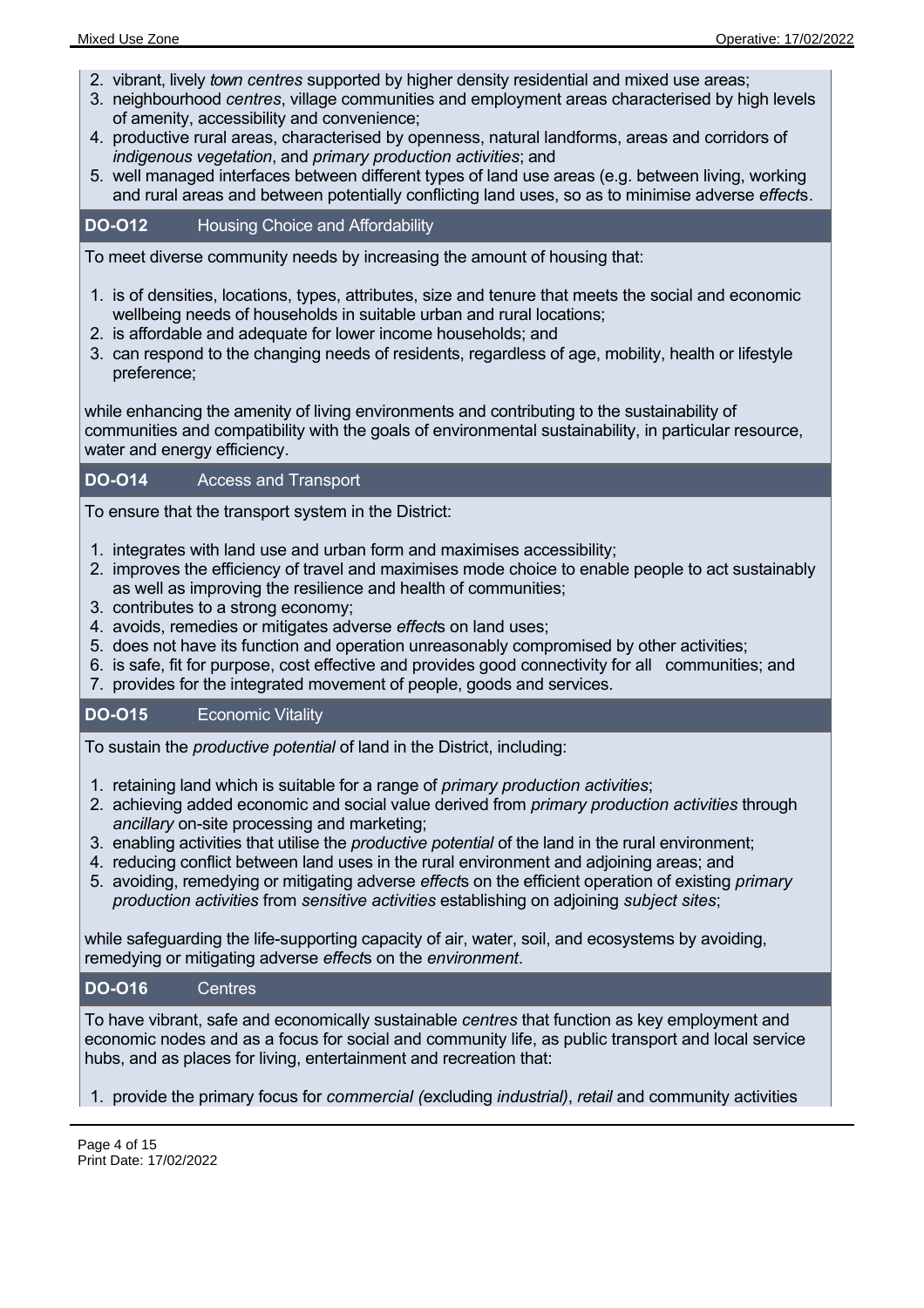2. vibrant, lively *town centres* supported by higher density residential and mixed use areas;
3. neighbourhood *centres*, village communities and employment areas characterised by high levels of amenity, accessibility and convenience;
4. productive rural areas, characterised by openness, natural landforms, areas and corridors of *indigenous vegetation*, and *primary production activities*; and
5. well managed interfaces between different types of land use areas (e.g. between living, working and rural areas and between potentially conflicting land uses, so as to minimise adverse *effect*s.

### DO-O12 Housing Choice and Affordability

To meet diverse community needs by increasing the amount of housing that:

1. is of densities, locations, types, attributes, size and tenure that meets the social and economic wellbeing needs of households in suitable urban and rural locations;
2. is affordable and adequate for lower income households; and
3. can respond to the changing needs of residents, regardless of age, mobility, health or lifestyle preference;

while enhancing the amenity of living environments and contributing to the sustainability of communities and compatibility with the goals of environmental sustainability, in particular resource, water and energy efficiency.

### DO-O14 Access and Transport

To ensure that the transport system in the District:

1. integrates with land use and urban form and maximises accessibility;
2. improves the efficiency of travel and maximises mode choice to enable people to act sustainably as well as improving the resilience and health of communities;
3. contributes to a strong economy;
4. avoids, remedies or mitigates adverse *effect*s on land uses;
5. does not have its function and operation unreasonably compromised by other activities;
6. is safe, fit for purpose, cost effective and provides good connectivity for all communities; and
7. provides for the integrated movement of people, goods and services.

### DO-O15 Economic Vitality

To sustain the *productive potential* of land in the District, including:

1. retaining land which is suitable for a range of *primary production activities*;
2. achieving added economic and social value derived from *primary production activities* through *ancillary* on-site processing and marketing;
3. enabling activities that utilise the *productive potential* of the land in the rural environment;
4. reducing conflict between land uses in the rural environment and adjoining areas; and
5. avoiding, remedying or mitigating adverse *effect*s on the efficient operation of existing *primary production activities* from *sensitive activities* establishing on adjoining *subject sites*;

while safeguarding the life-supporting capacity of air, water, soil, and ecosystems by avoiding, remedying or mitigating adverse *effect*s on the *environment*.

### DO-O16 Centres

To have vibrant, safe and economically sustainable *centres* that function as key employment and economic nodes and as a focus for social and community life, as public transport and local service hubs, and as places for living, entertainment and recreation that:

1. provide the primary focus for *commercial (*excluding *industrial)*, *retail* and community activities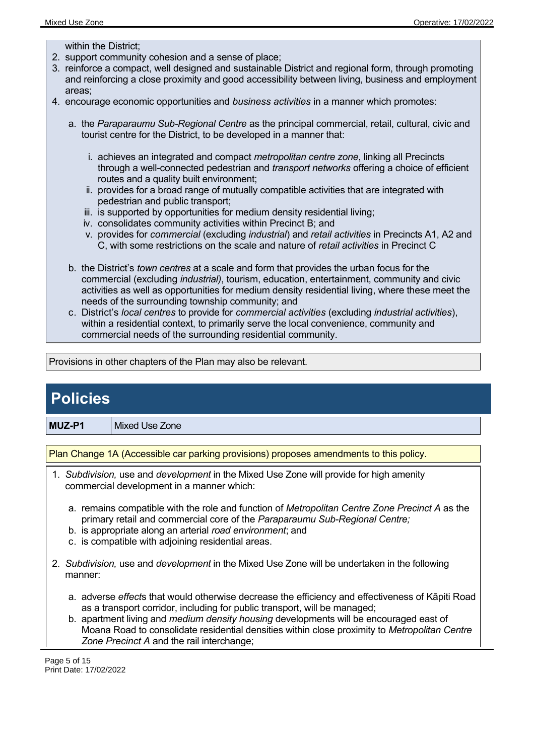within the District;

2. support community cohesion and a sense of place;
3. reinforce a compact, well designed and sustainable District and regional form, through promoting and reinforcing a close proximity and good accessibility between living, business and employment areas;
4. encourage economic opportunities and *business activities* in a manner which promotes:

    a. the *Paraparaumu Sub-Regional Centre* as the principal commercial, retail, cultural, civic and tourist centre for the District, to be developed in a manner that:

        i. achieves an integrated and compact *metropolitan centre zone*, linking all Precincts through a well-connected pedestrian and *transport networks* offering a choice of efficient routes and a quality built environment;
        ii. provides for a broad range of mutually compatible activities that are integrated with pedestrian and public transport;
        iii. is supported by opportunities for medium density residential living;
        iv. consolidates community activities within Precinct B; and
        v. provides for *commercial* (excluding *industrial*) and *retail activities* in Precincts A1, A2 and C, with some restrictions on the scale and nature of *retail activities* in Precinct C

    b. the District's *town centres* at a scale and form that provides the urban focus for the commercial (excluding *industrial)*, tourism, education, entertainment, community and civic activities as well as opportunities for medium density residential living, where these meet the needs of the surrounding township community; and
    c. District's *local centres* to provide for *commercial activities* (excluding *industrial activities*), within a residential context, to primarily serve the local convenience, community and commercial needs of the surrounding residential community.

Provisions in other chapters of the Plan may also be relevant.

# Policies

| **MUZ-P1** | Mixed Use Zone |
|---|---|

Plan Change 1A (Accessible car parking provisions) proposes amendments to this policy.

1. *Subdivision,* use and *development* in the Mixed Use Zone will provide for high amenity commercial development in a manner which:

    a. remains compatible with the role and function of *Metropolitan Centre Zone Precinct A* as the primary retail and commercial core of the *Paraparaumu Sub-Regional Centre;*
    b. is appropriate along an arterial *road environment*; and
    c. is compatible with adjoining residential areas.

2. *Subdivision,* use and *development* in the Mixed Use Zone will be undertaken in the following manner:

    a. adverse *effect*s that would otherwise decrease the efficiency and effectiveness of Kāpiti Road as a transport corridor, including for public transport, will be managed;
    b. apartment living and *medium density housing* developments will be encouraged east of Moana Road to consolidate residential densities within close proximity to *Metropolitan Centre Zone Precinct A* and the rail interchange;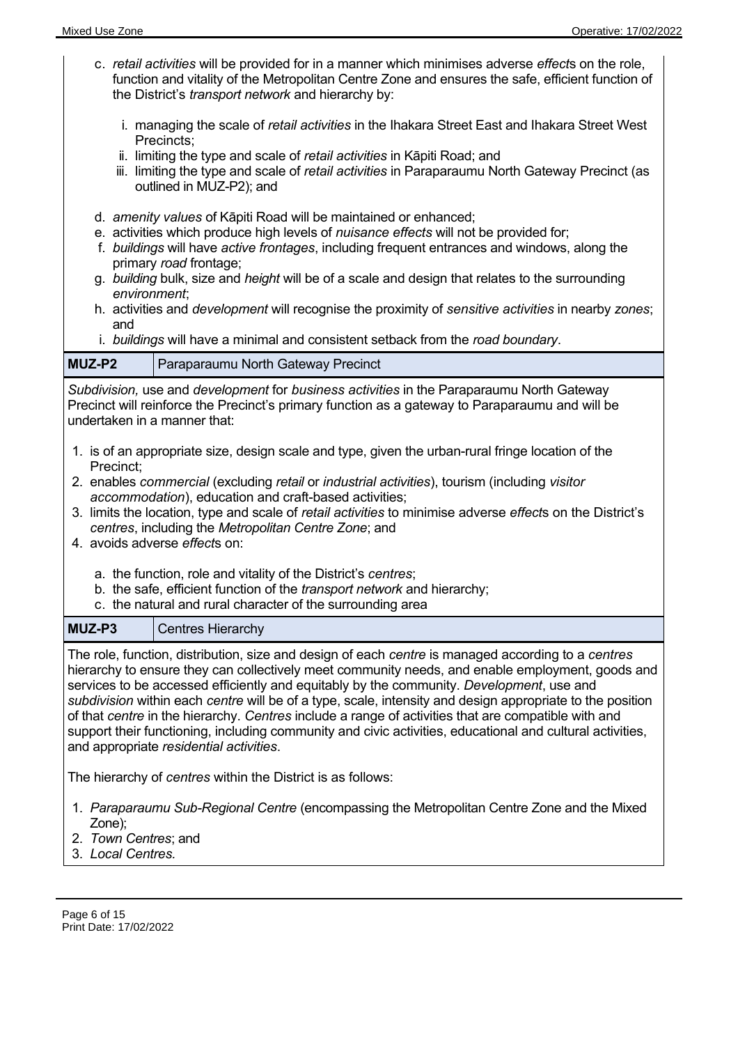c. *retail activities* will be provided for in a manner which minimises adverse *effect*s on the role, function and vitality of the Metropolitan Centre Zone and ensures the safe, efficient function of the District's *transport network* and hierarchy by:

    i. managing the scale of *retail activities* in the Ihakara Street East and Ihakara Street West Precincts;
    ii. limiting the type and scale of *retail activities* in Kāpiti Road; and
    iii. limiting the type and scale of *retail activities* in Paraparaumu North Gateway Precinct (as outlined in MUZ-P2); and

d. *amenity values* of Kāpiti Road will be maintained or enhanced;
e. activities which produce high levels of *nuisance effects* will not be provided for;
f. *buildings* will have *active frontages*, including frequent entrances and windows, along the primary *road* frontage;
g. *building* bulk, size and *height* will be of a scale and design that relates to the surrounding *environment*;
h. activities and *development* will recognise the proximity of *sensitive activities* in nearby *zones*; and
i. *buildings* will have a minimal and consistent setback from the *road boundary*.

| **MUZ-P2** | Paraparaumu North Gateway Precinct |
|---|---|

*Subdivision,* use and *development* for *business activities* in the Paraparaumu North Gateway Precinct will reinforce the Precinct's primary function as a gateway to Paraparaumu and will be undertaken in a manner that:

1. is of an appropriate size, design scale and type, given the urban-rural fringe location of the Precinct;
2. enables *commercial* (excluding *retail* or *industrial activities*), tourism (including *visitor accommodation*), education and craft-based activities;
3. limits the location, type and scale of *retail activities* to minimise adverse *effect*s on the District's *centres*, including the *Metropolitan Centre Zone*; and
4. avoids adverse *effect*s on:

    a. the function, role and vitality of the District's *centres*;
    b. the safe, efficient function of the *transport network* and hierarchy;
    c. the natural and rural character of the surrounding area

| **MUZ-P3** | Centres Hierarchy |
|---|---|

The role, function, distribution, size and design of each *centre* is managed according to a *centres* hierarchy to ensure they can collectively meet community needs, and enable employment, goods and services to be accessed efficiently and equitably by the community. *Development*, use and *subdivision* within each *centre* will be of a type, scale, intensity and design appropriate to the position of that *centre* in the hierarchy. *Centres* include a range of activities that are compatible with and support their functioning, including community and civic activities, educational and cultural activities, and appropriate *residential activities*.

The hierarchy of *centres* within the District is as follows:

1. *Paraparaumu Sub-Regional Centre* (encompassing the Metropolitan Centre Zone and the Mixed Zone);
2. *Town Centres*; and
3. *Local Centres.*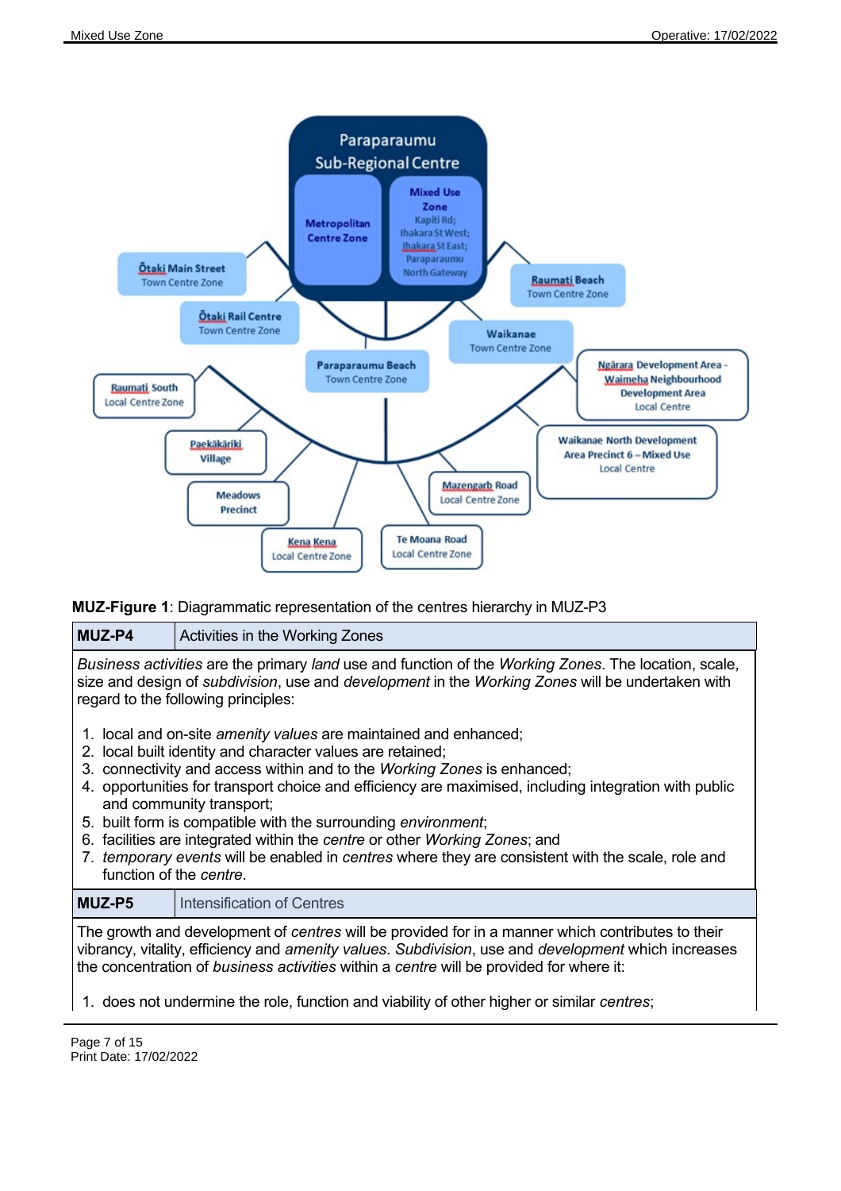Paraparaumu Sub-Regional Centre

Metropolitan Centre Zone

Mixed Use Zone
Kapiti Rd;
Ihakara St West;
Ihakara St East;
Paraparaumu North Gateway

Ōtaki Main Street
Town Centre Zone

Ōtaki Rail Centre
Town Centre Zone

Raumati Beach
Town Centre Zone

Waikanae
Town Centre Zone

Paraparaumu Beach
Town Centre Zone

Raumati South
Local Centre Zone

Ngārara Development Area - Waimeha Neighbourhood Development Area
Local Centre

Waikanae North Development Area Precinct 6 – Mixed Use
Local Centre

Paekākāriki Village

Meadows Precinct

Mazengarb Road
Local Centre Zone

Kena Kena
Local Centre Zone

Te Moana Road
Local Centre Zone

**MUZ-Figure 1**: Diagrammatic representation of the centres hierarchy in MUZ-P3

| **MUZ-P4** | Activities in the Working Zones |
|---|---|

*Business activities* are the primary *land* use and function of the *Working Zones*. The location, scale, size and design of *subdivision*, use and *development* in the *Working Zones* will be undertaken with regard to the following principles:

1. local and on-site *amenity values* are maintained and enhanced;
2. local built identity and character values are retained;
3. connectivity and access within and to the *Working Zones* is enhanced;
4. opportunities for transport choice and efficiency are maximised, including integration with public and community transport;
5. built form is compatible with the surrounding *environment*;
6. facilities are integrated within the *centre* or other *Working Zones*; and
7. *temporary events* will be enabled in *centres* where they are consistent with the scale, role and function of the *centre*.

| **MUZ-P5** | Intensification of Centres |
|---|---|

The growth and development of *centres* will be provided for in a manner which contributes to their vibrancy, vitality, efficiency and *amenity values*. *Subdivision*, use and *development* which increases the concentration of *business activities* within a *centre* will be provided for where it:

1. does not undermine the role, function and viability of other higher or similar *centres*;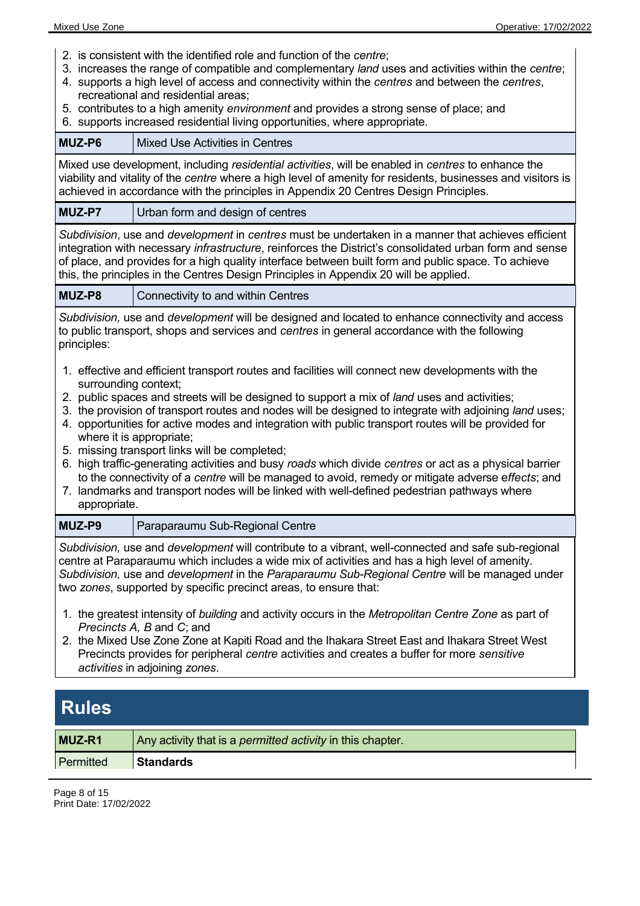2. is consistent with the identified role and function of the *centre*;
3. increases the range of compatible and complementary *land* uses and activities within the *centre*;
4. supports a high level of access and connectivity within the *centres* and between the *centres*, recreational and residential areas;
5. contributes to a high amenity *environment* and provides a strong sense of place; and
6. supports increased residential living opportunities, where appropriate.

| **MUZ-P6** | Mixed Use Activities in Centres |
|---|---|

Mixed use development, including *residential activities*, will be enabled in *centres* to enhance the viability and vitality of the *centre* where a high level of amenity for residents, businesses and visitors is achieved in accordance with the principles in Appendix 20 Centres Design Principles.

| **MUZ-P7** | Urban form and design of centres |
|---|---|

*Subdivision*, use and *development* in *centres* must be undertaken in a manner that achieves efficient integration with necessary *infrastructure*, reinforces the District's consolidated urban form and sense of place, and provides for a high quality interface between built form and public space. To achieve this, the principles in the Centres Design Principles in Appendix 20 will be applied.

| **MUZ-P8** | Connectivity to and within Centres |
|---|---|

*Subdivision,* use and *development* will be designed and located to enhance connectivity and access to public transport, shops and services and *centres* in general accordance with the following principles:

1. effective and efficient transport routes and facilities will connect new developments with the surrounding context;
2. public spaces and streets will be designed to support a mix of *land* uses and activities;
3. the provision of transport routes and nodes will be designed to integrate with adjoining *land* uses;
4. opportunities for active modes and integration with public transport routes will be provided for where it is appropriate;
5. missing transport links will be completed;
6. high traffic-generating activities and busy *roads* which divide *centres* or act as a physical barrier to the connectivity of a *centre* will be managed to avoid, remedy or mitigate adverse e*ffects*; and
7. landmarks and transport nodes will be linked with well-defined pedestrian pathways where appropriate.

| **MUZ-P9** | Paraparaumu Sub-Regional Centre |
|---|---|

*Subdivision,* use and *development* will contribute to a vibrant, well-connected and safe sub-regional centre at Paraparaumu which includes a wide mix of activities and has a high level of amenity. *Subdivision,* use and *development* in the *Paraparaumu Sub-Regional Centre* will be managed under two *zones*, supported by specific precinct areas, to ensure that:

1. the greatest intensity of *building* and activity occurs in the *Metropolitan Centre Zone* as part of *Precincts A, B* and *C*; and
2. the Mixed Use Zone Zone at Kapiti Road and the Ihakara Street East and Ihakara Street West Precincts provides for peripheral *centre* activities and creates a buffer for more *sensitive activities* in adjoining *zones*.

# Rules

| **MUZ-R1** | Any activity that is a *permitted activity* in this chapter. |
|---|---|
| Permitted | **Standards** |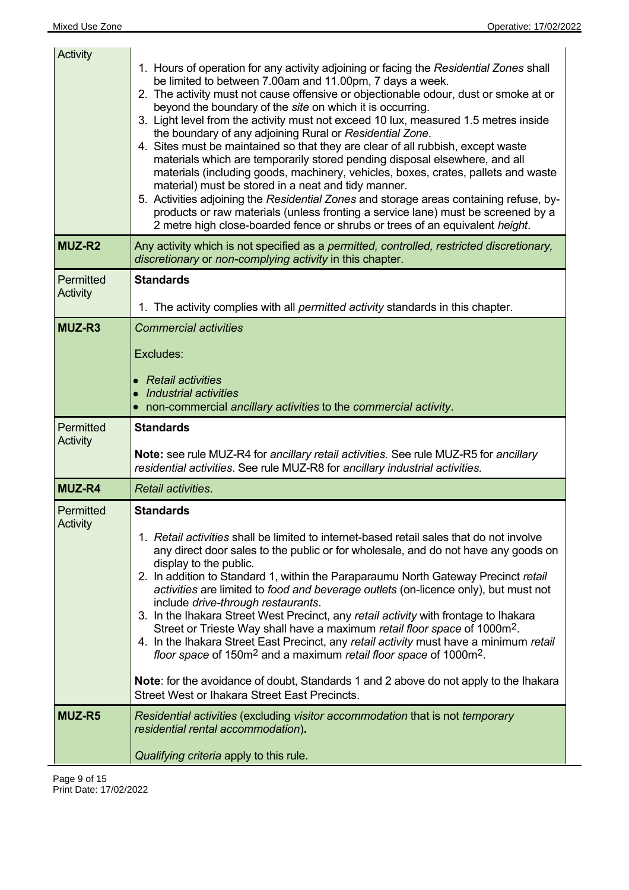| | |
|---|---|
| Activity | 1. Hours of operation for any activity adjoining or facing the *Residential Zones* shall be limited to between 7.00am and 11.00pm, 7 days a week.<br>2. The activity must not cause offensive or objectionable odour, dust or smoke at or beyond the boundary of the *site* on which it is occurring.<br>3. Light level from the activity must not exceed 10 lux, measured 1.5 metres inside the boundary of any adjoining Rural or *Residential Zone*.<br>4. Sites must be maintained so that they are clear of all rubbish, except waste materials which are temporarily stored pending disposal elsewhere, and all materials (including goods, machinery, vehicles, boxes, crates, pallets and waste material) must be stored in a neat and tidy manner.<br>5. Activities adjoining the *Residential Zones* and storage areas containing refuse, by-products or raw materials (unless fronting a service lane) must be screened by a 2 metre high close-boarded fence or shrubs or trees of an equivalent *height*. |
| **MUZ-R2** | Any activity which is not specified as a *permitted, controlled, restricted discretionary, discretionary* or *non-complying activity* in this chapter. |
| Permitted Activity | **Standards**<br><br>1. The activity complies with all *permitted activity* standards in this chapter. |
| **MUZ-R3** | *Commercial activities*<br><br>Excludes:<br><br>• *Retail activities*<br>• *Industrial activities*<br>• non-commercial *ancillary activities* to the *commercial activity*. |
| Permitted Activity | **Standards**<br><br>**Note:** see rule MUZ-R4 for *ancillary retail activities*. See rule MUZ-R5 for *ancillary residential activities*. See rule MUZ-R8 for *ancillary industrial activities.* |
| **MUZ-R4** | *Retail activities*. |
| Permitted Activity | **Standards**<br><br>1. *Retail activities* shall be limited to internet-based retail sales that do not involve any direct door sales to the public or for wholesale, and do not have any goods on display to the public.<br>2. In addition to Standard 1, within the Paraparaumu North Gateway Precinct *retail activities* are limited to *food and beverage outlets* (on-licence only), but must not include *drive-through restaurants*.<br>3. In the Ihakara Street West Precinct, any *retail activity* with frontage to Ihakara Street or Trieste Way shall have a maximum *retail floor space* of 1000m$^2$.<br>4. In the Ihakara Street East Precinct, any *retail activity* must have a minimum *retail floor space* of 150m$^2$ and a maximum *retail floor space* of 1000m$^2$.<br><br>**Note**: for the avoidance of doubt, Standards 1 and 2 above do not apply to the Ihakara Street West or Ihakara Street East Precincts. |
| **MUZ-R5** | *Residential activities* (excluding *visitor accommodation* that is not *temporary residential rental accommodation*)**.**<br><br>*Qualifying criteria* apply to this rule. |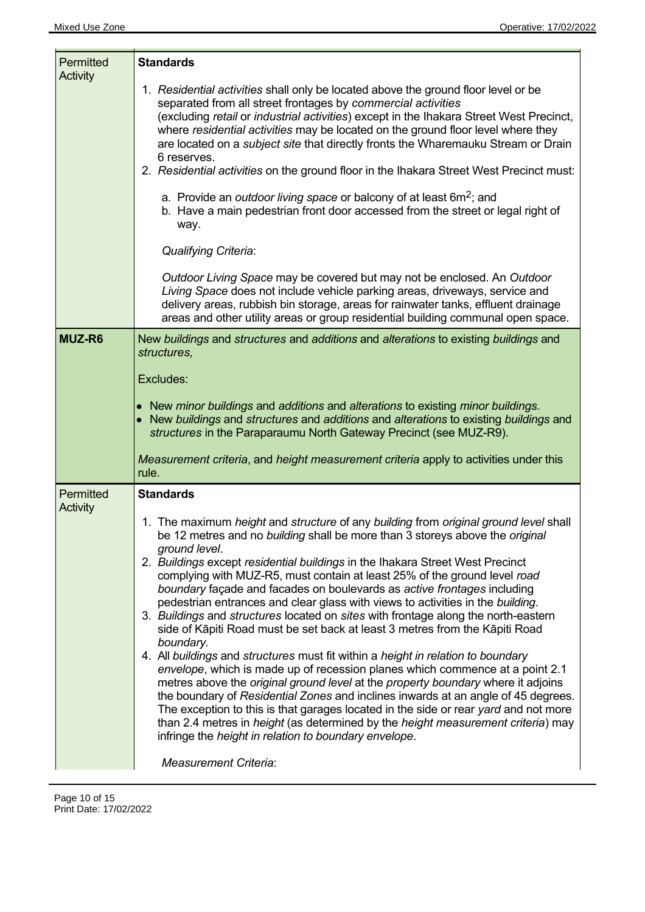| | |
|---|---|
| Permitted Activity | **Standards**<br><br>1. *Residential activities* shall only be located above the ground floor level or be separated from all street frontages by *commercial activities* (excluding *retail* or *industrial activities*) except in the Ihakara Street West Precinct, where *residential activities* may be located on the ground floor level where they are located on a *subject site* that directly fronts the Wharemauku Stream or Drain 6 reserves.<br>2. *Residential activities* on the ground floor in the Ihakara Street West Precinct must:<br><br>a. Provide an *outdoor living space* or balcony of at least 6m$^2$; and<br>b. Have a main pedestrian front door accessed from the street or legal right of way.<br><br>*Qualifying Criteria*:<br><br>*Outdoor Living Space* may be covered but may not be enclosed. An *Outdoor Living Space* does not include vehicle parking areas, driveways, service and delivery areas, rubbish bin storage, areas for rainwater tanks, effluent drainage areas and other utility areas or group residential building communal open space. |
| **MUZ-R6** | New *buildings* and *structures* and *additions* and *alterations* to existing *buildings* and *structures,*<br><br>Excludes:<br><br>• New *minor buildings* and *additions* and *alterations* to existing *minor buildings.*<br>• New *buildings* and *structures* and *additions* and *alterations* to existing *buildings* and *structures* in the Paraparaumu North Gateway Precinct (see MUZ-R9).<br><br>*Measurement criteria*, and *height measurement criteria* apply to activities under this rule. |
| Permitted Activity | **Standards**<br><br>1. The maximum *height* and *structure* of any *building* from *original ground level* shall be 12 metres and no *building* shall be more than 3 storeys above the *original ground level*.<br>2. *Buildings* except *residential buildings* in the Ihakara Street West Precinct complying with MUZ-R5, must contain at least 25% of the ground level *road boundary* façade and facades on boulevards as *active frontages* including pedestrian entrances and clear glass with views to activities in the *building*.<br>3. *Buildings* and *structures* located on *sites* with frontage along the north-eastern side of Kāpiti Road must be set back at least 3 metres from the Kāpiti Road *boundary.*<br>4. All *buildings* and *structures* must fit within a *height in relation to boundary envelope*, which is made up of recession planes which commence at a point 2.1 metres above the *original ground level* at the *property boundary* where it adjoins the boundary of *Residential Zones* and inclines inwards at an angle of 45 degrees. The exception to this is that garages located in the side or rear *yard* and not more than 2.4 metres in *height* (as determined by the *height measurement criteria*) may infringe the *height in relation to boundary envelope*.<br><br>*Measurement Criteria*: |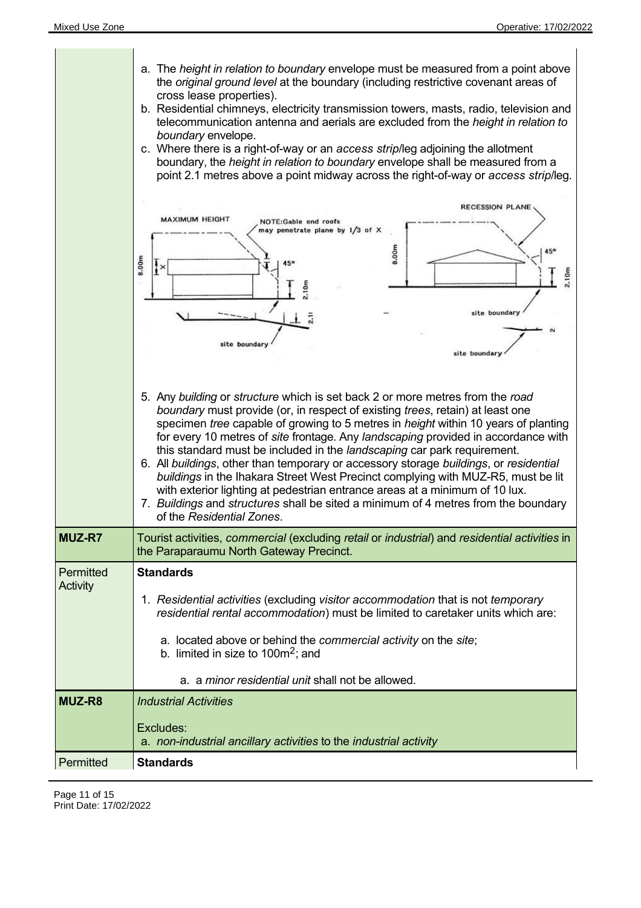| | |
|---|---|
| | a. The *height in relation to boundary* envelope must be measured from a point above the *original ground level* at the boundary (including restrictive covenant areas of cross lease properties). <br> b. Residential chimneys, electricity transmission towers, masts, radio, television and telecommunication antenna and aerials are excluded from the *height in relation to boundary* envelope. <br> c. Where there is a right-of-way or an *access strip*/leg adjoining the allotment boundary, the *height in relation to boundary* envelope shall be measured from a point 2.1 metres above a point midway across the right-of-way or *access strip*/leg. <br><br> 5. Any *building* or *structure* which is set back 2 or more metres from the *road boundary* must provide (or, in respect of existing *trees*, retain) at least one specimen *tree* capable of growing to 5 metres in *height* within 10 years of planting for every 10 metres of *site* frontage. Any *landscaping* provided in accordance with this standard must be included in the *landscaping* car park requirement. <br> 6. All *buildings*, other than temporary or accessory storage *buildings*, or *residential buildings* in the Ihakara Street West Precinct complying with MUZ-R5, must be lit with exterior lighting at pedestrian entrance areas at a minimum of 10 lux. <br> 7. *Buildings* and *structures* shall be sited a minimum of 4 metres from the boundary of the *Residential Zones*. |
| **MUZ-R7** | Tourist activities, *commercial* (excluding *retail* or *industrial*) and *residential activities* in the Paraparaumu North Gateway Precinct. |
| Permitted Activity | **Standards** <br><br> 1. *Residential activities* (excluding *visitor accommodation* that is not *temporary residential rental accommodation*) must be limited to caretaker units which are: <br><br> a. located above or behind the *commercial activity* on the *site*; <br> b. limited in size to $100m^2$; and <br><br> a. a *minor residential unit* shall not be allowed. |
| **MUZ-R8** | *Industrial Activities* <br><br> Excludes: <br> a. *non-industrial ancillary activities* to the *industrial activity* |
| Permitted | **Standards** |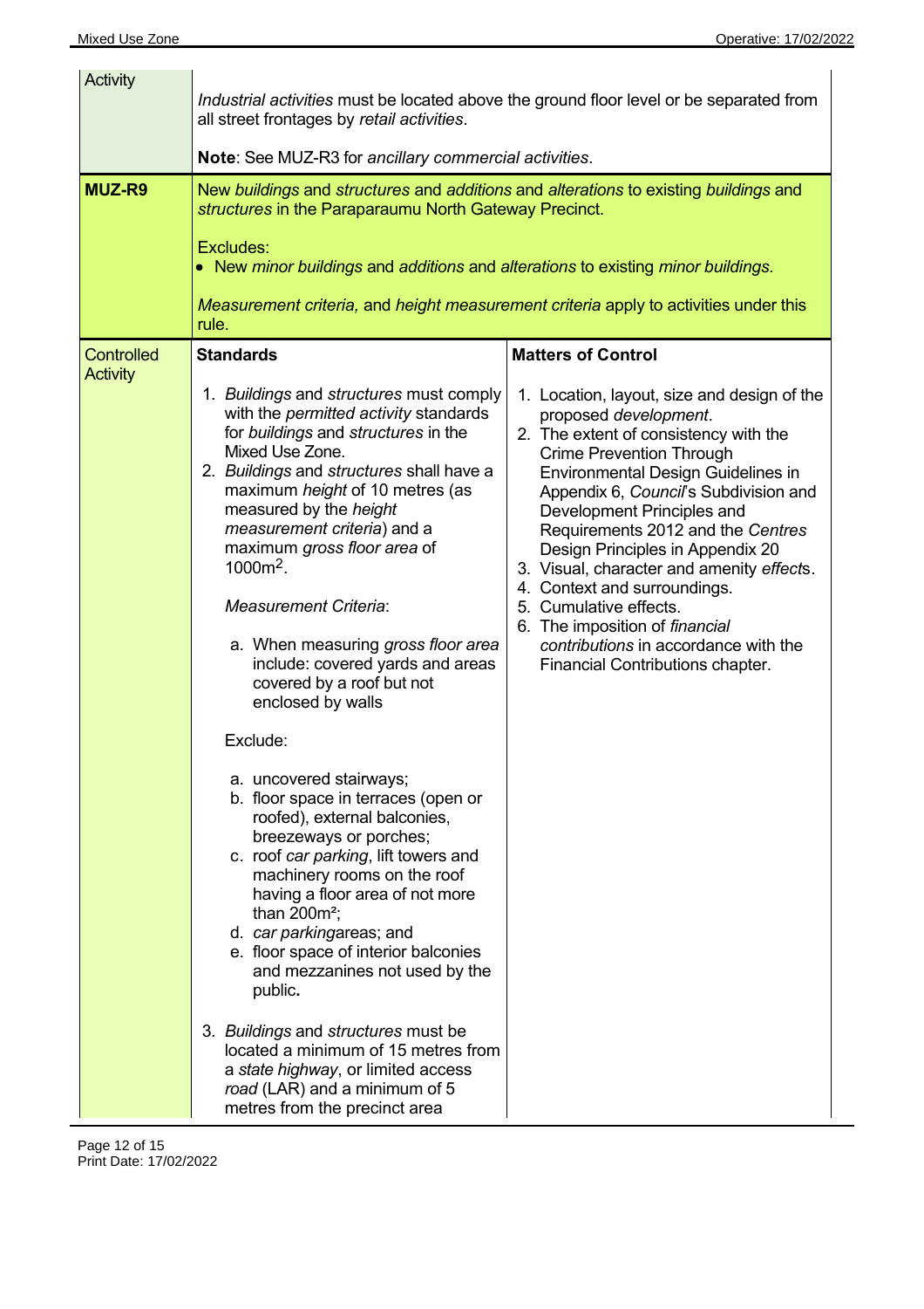| Activity | *Industrial activities* must be located above the ground floor level or be separated from all street frontages by *retail activities*.<br><br>**Note**: See MUZ-R3 for *ancillary commercial activities*. | |
|---|---|---|
| **MUZ-R9** | New *buildings* and *structures* and *additions* and *alterations* to existing *buildings* and *structures* in the Paraparaumu North Gateway Precinct.<br><br>Excludes:<br>• New *minor buildings* and *additions* and *alterations* to existing *minor buildings.*<br><br>*Measurement criteria,* and *height measurement criteria* apply to activities under this rule. | |
| Controlled Activity | **Standards**<br><br>1. *Buildings* and *structures* must comply with the *permitted activity* standards for *buildings* and *structures* in the Mixed Use Zone.<br>2. *Buildings* and *structures* shall have a maximum *height* of 10 metres (as measured by the *height measurement criteria*) and a maximum *gross floor area* of 1000m$^2$.<br><br>*Measurement Criteria*:<br><br>a. When measuring *gross floor area* include: covered yards and areas covered by a roof but not enclosed by walls<br><br>Exclude:<br><br>a. uncovered stairways;<br>b. floor space in terraces (open or roofed), external balconies, breezeways or porches;<br>c. roof *car parking*, lift towers and machinery rooms on the roof having a floor area of not more than 200m²;<br>d. *car parking*areas; and<br>e. floor space of interior balconies and mezzanines not used by the public**.**<br><br>3. *Buildings* and *structures* must be located a minimum of 15 metres from a *state highway*, or limited access *road* (LAR) and a minimum of 5 metres from the precinct area | **Matters of Control**<br><br>1. Location, layout, size and design of the proposed *development*.<br>2. The extent of consistency with the Crime Prevention Through Environmental Design Guidelines in Appendix 6, *Council*'s Subdivision and Development Principles and Requirements 2012 and the *Centres* Design Principles in Appendix 20<br>3. Visual, character and amenity *effect*s.<br>4. Context and surroundings.<br>5. Cumulative effects.<br>6. The imposition of *financial contributions* in accordance with the Financial Contributions chapter. |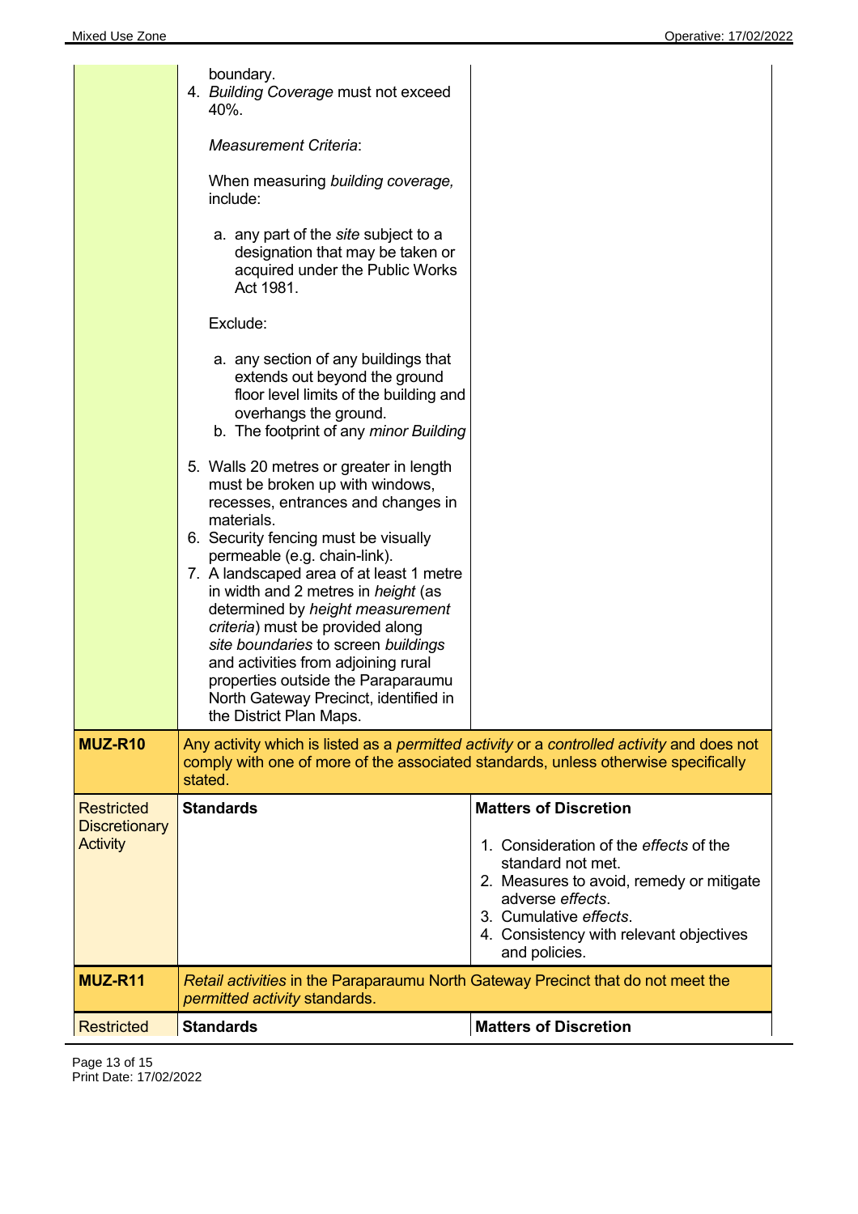| | | |
|---|---|---|
| | boundary.<br>4. *Building Coverage* must not exceed 40%.<br><br>*Measurement Criteria*:<br><br>When measuring *building coverage,* include:<br><br>a. any part of the *site* subject to a designation that may be taken or acquired under the Public Works Act 1981.<br><br>Exclude:<br><br>a. any section of any buildings that extends out beyond the ground floor level limits of the building and overhangs the ground.<br>b. The footprint of any *minor Building*<br><br>5. Walls 20 metres or greater in length must be broken up with windows, recesses, entrances and changes in materials.<br>6. Security fencing must be visually permeable (e.g. chain-link).<br>7. A landscaped area of at least 1 metre in width and 2 metres in *height* (as determined by *height measurement criteria*) must be provided along *site boundaries* to screen *buildings* and activities from adjoining rural properties outside the Paraparaumu North Gateway Precinct, identified in the District Plan Maps. | |
| **MUZ-R10** | Any activity which is listed as a *permitted activity* or a *controlled activity* and does not comply with one of more of the associated standards, unless otherwise specifically stated. | |
| Restricted Discretionary Activity | **Standards** | **Matters of Discretion**<br><br>1. Consideration of the *effects* of the standard not met.<br>2. Measures to avoid, remedy or mitigate adverse *effects*.<br>3. Cumulative *effects*.<br>4. Consistency with relevant objectives and policies. |
| **MUZ-R11** | *Retail activities* in the Paraparaumu North Gateway Precinct that do not meet the *permitted activity* standards. | |
| Restricted | **Standards** | **Matters of Discretion** |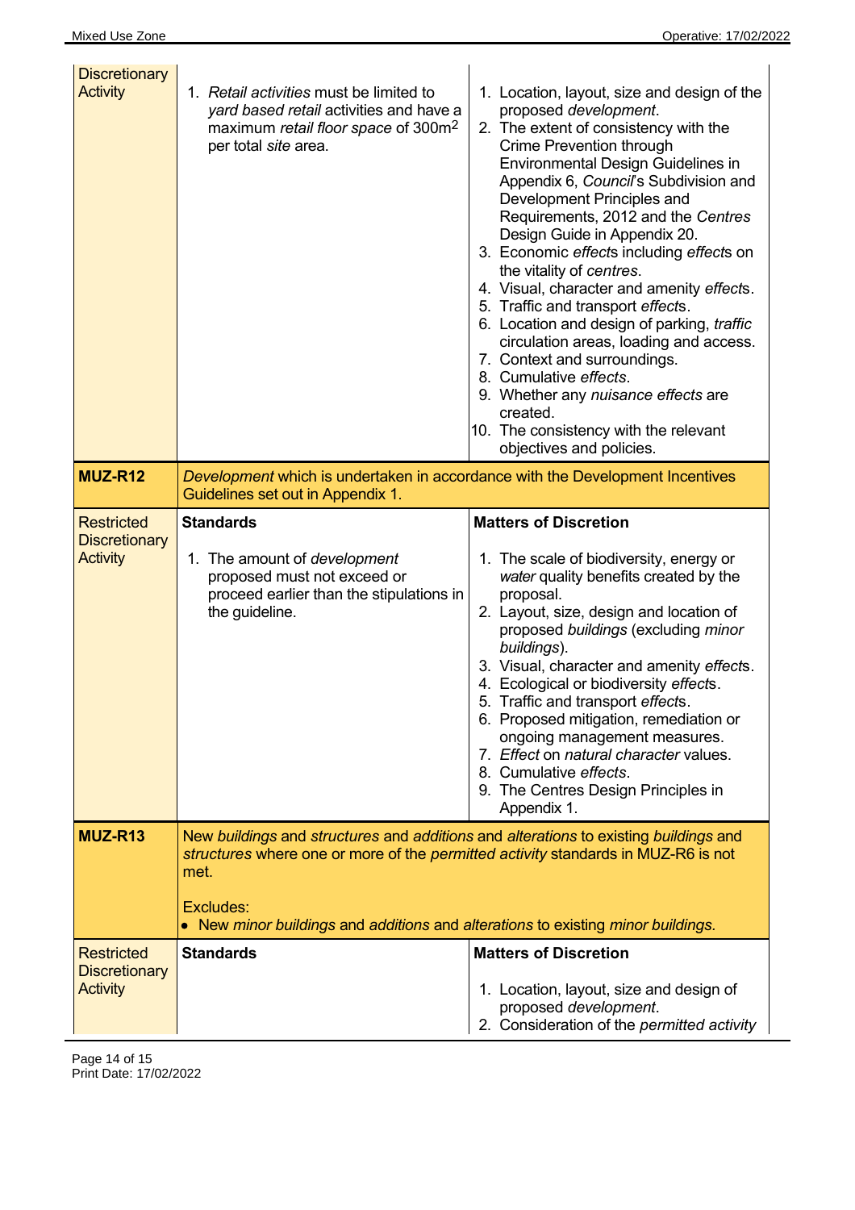| | | |
|---|---|---|
| Discretionary Activity | 1. *Retail activities* must be limited to *yard based retail* activities and have a maximum *retail floor space* of 300m$^2$ per total *site* area. | 1. Location, layout, size and design of the proposed *development*.<br>2. The extent of consistency with the Crime Prevention through Environmental Design Guidelines in Appendix 6, *Council*'s Subdivision and Development Principles and Requirements, 2012 and the *Centres* Design Guide in Appendix 20.<br>3. Economic *effect*s including *effect*s on the vitality of *centres*.<br>4. Visual, character and amenity *effects*.<br>5. Traffic and transport *effects*.<br>6. Location and design of parking, *traffic* circulation areas, loading and access.<br>7. Context and surroundings.<br>8. Cumulative *effects*.<br>9. Whether any *nuisance effects* are created.<br>10. The consistency with the relevant objectives and policies. |
| **MUZ-R12** | *Development* which is undertaken in accordance with the Development Incentives Guidelines set out in Appendix 1. | |
| Restricted Discretionary Activity | **Standards**<br><br>1. The amount of *development* proposed must not exceed or proceed earlier than the stipulations in the guideline. | **Matters of Discretion**<br><br>1. The scale of biodiversity, energy or *water* quality benefits created by the proposal.<br>2. Layout, size, design and location of proposed *buildings* (excluding *minor buildings*).<br>3. Visual, character and amenity *effects*.<br>4. Ecological or biodiversity *effects*.<br>5. Traffic and transport *effects*.<br>6. Proposed mitigation, remediation or ongoing management measures.<br>7. *Effect* on *natural character* values.<br>8. Cumulative *effects*.<br>9. The Centres Design Principles in Appendix 1. |
| **MUZ-R13** | New *buildings* and *structures* and *additions* and *alterations* to existing *buildings* and *structures* where one or more of the *permitted activity* standards in MUZ-R6 is not met.<br><br>Excludes:<br>• New *minor buildings* and *additions* and *alterations* to existing *minor buildings*. | |
| Restricted Discretionary Activity | **Standards** | **Matters of Discretion**<br><br>1. Location, layout, size and design of proposed *development*.<br>2. Consideration of the *permitted activity* |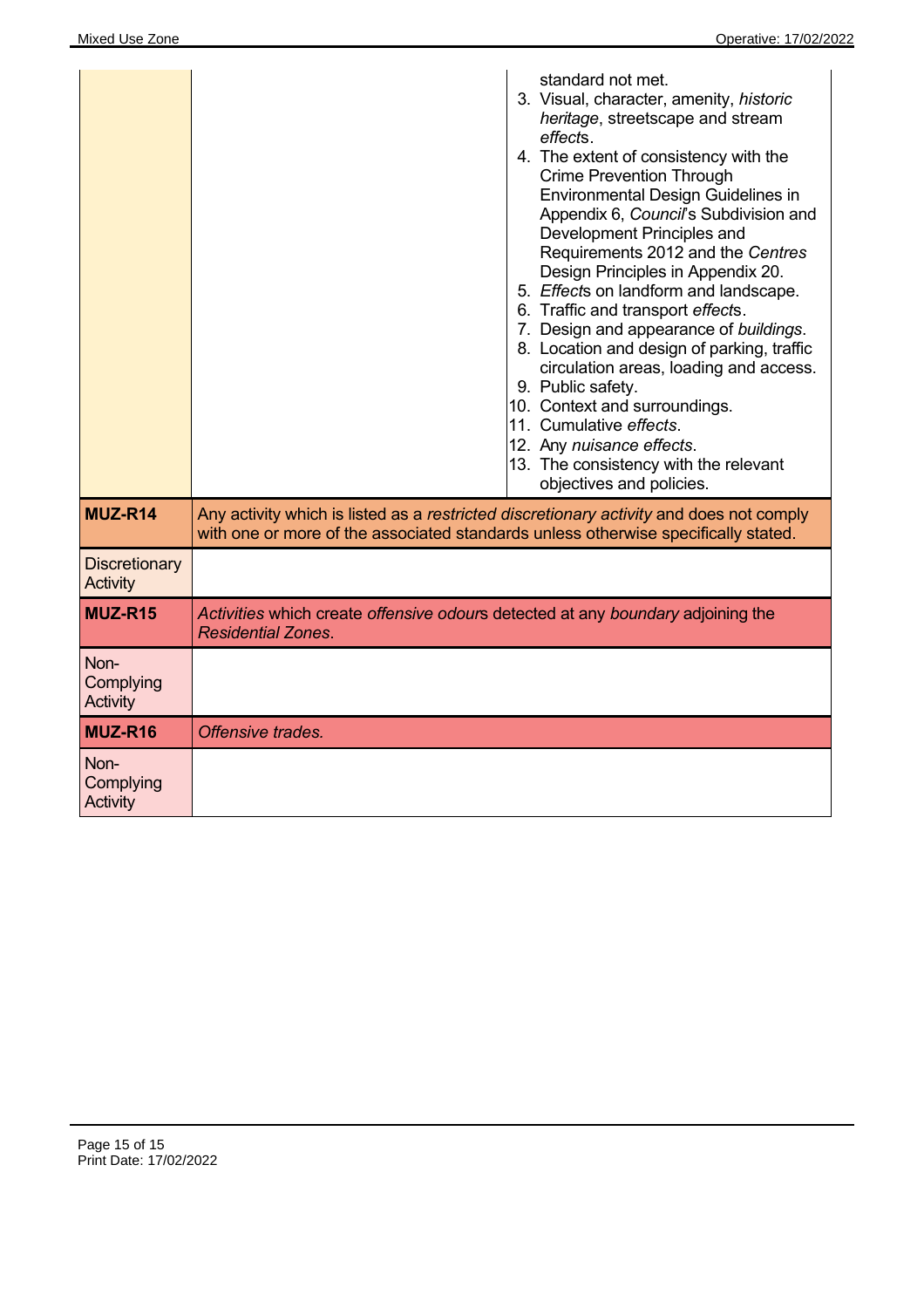| | | |
|---|---|---|
| | | standard not met.<br>3. Visual, character, amenity, *historic heritage*, streetscape and stream *effect*s.<br>4. The extent of consistency with the Crime Prevention Through Environmental Design Guidelines in Appendix 6, *Council*'s Subdivision and Development Principles and Requirements 2012 and the *Centres* Design Principles in Appendix 20.<br>5. *Effect*s on landform and landscape.<br>6. Traffic and transport *effect*s.<br>7. Design and appearance of *buildings*.<br>8. Location and design of parking, traffic circulation areas, loading and access.<br>9. Public safety.<br>10. Context and surroundings.<br>11. Cumulative *effects*.<br>12. Any *nuisance effects*.<br>13. The consistency with the relevant objectives and policies. |
| **MUZ-R14** | Any activity which is listed as a *restricted discretionary activity* and does not comply with one or more of the associated standards unless otherwise specifically stated. | |
| Discretionary Activity | | |
| **MUZ-R15** | *Activities* which create *offensive odour*s detected at any *boundary* adjoining the *Residential Zones*. | |
| Non-Complying Activity | | |
| **MUZ-R16** | *Offensive trades*. | |
| Non-Complying Activity | | |